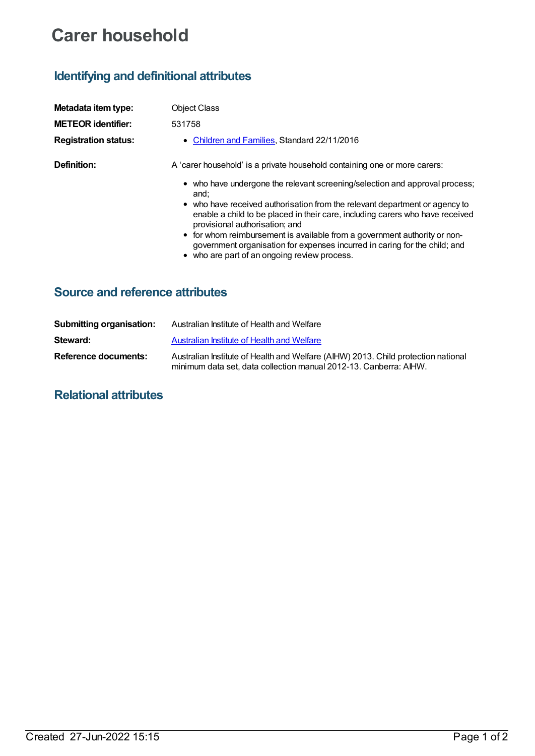# Carer household

## Identifying and definitional attributes

| | |
|---|---|
| **Metadata item type:** | Object Class |
| **METEOR identifier:** | 531758 |
| **Registration status:** | • Children and Families, Standard 22/11/2016 |
| **Definition:** | A 'carer household' is a private household containing one or more carers: • who have undergone the relevant screening/selection and approval process; and; • who have received authorisation from the relevant department or agency to enable a child to be placed in their care, including carers who have received provisional authorisation; and • for whom reimbursement is available from a government authority or non-government organisation for expenses incurred in caring for the child; and • who are part of an ongoing review process. |

## Source and reference attributes

| | |
|---|---|
| **Submitting organisation:** | Australian Institute of Health and Welfare |
| **Steward:** | Australian Institute of Health and Welfare |
| **Reference documents:** | Australian Institute of Health and Welfare (AIHW) 2013. Child protection national minimum data set, data collection manual 2012-13. Canberra: AIHW. |

## Relational attributes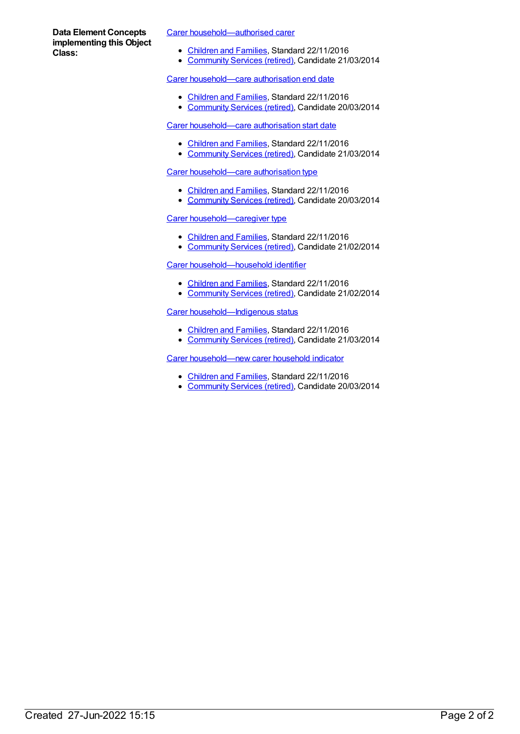**Data Element Concepts implementing this Object Class:**

Carer household—authorised carer

- Children and Families, Standard 22/11/2016
- Community Services (retired), Candidate 21/03/2014

Carer household—care authorisation end date

- Children and Families, Standard 22/11/2016
- Community Services (retired), Candidate 20/03/2014

Carer household—care authorisation start date

- Children and Families, Standard 22/11/2016
- Community Services (retired), Candidate 21/03/2014

Carer household—care authorisation type

- Children and Families, Standard 22/11/2016
- Community Services (retired), Candidate 20/03/2014

Carer household—caregiver type

- Children and Families, Standard 22/11/2016
- Community Services (retired), Candidate 21/02/2014

Carer household—household identifier

- Children and Families, Standard 22/11/2016
- Community Services (retired), Candidate 21/02/2014

Carer household—Indigenous status

- Children and Families, Standard 22/11/2016
- Community Services (retired), Candidate 21/03/2014

Carer household—new carer household indicator

- Children and Families, Standard 22/11/2016
- Community Services (retired), Candidate 20/03/2014